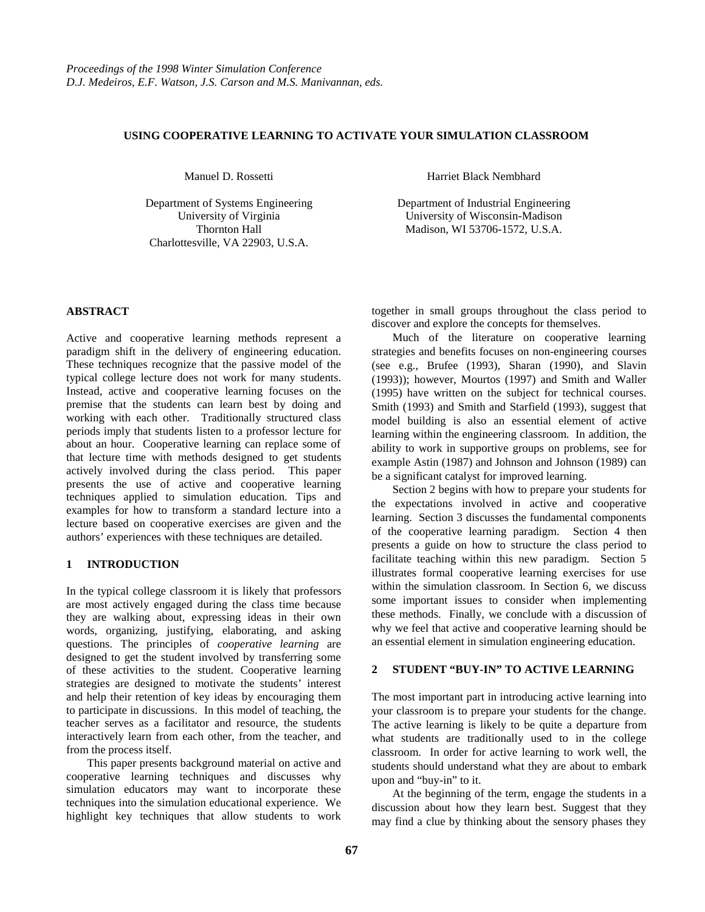*Proceedings of the 1998 Winter Simulation Conference*
*D.J. Medeiros, E.F. Watson, J.S. Carson and M.S. Manivannan, eds.*

# USING COOPERATIVE LEARNING TO ACTIVATE YOUR SIMULATION CLASSROOM

Manuel D. Rossetti

Department of Systems Engineering
University of Virginia
Thornton Hall
Charlottesville, VA 22903, U.S.A.

Harriet Black Nembhard

Department of Industrial Engineering
University of Wisconsin-Madison
Madison, WI 53706-1572, U.S.A.

## ABSTRACT

Active and cooperative learning methods represent a paradigm shift in the delivery of engineering education. These techniques recognize that the passive model of the typical college lecture does not work for many students. Instead, active and cooperative learning focuses on the premise that the students can learn best by doing and working with each other. Traditionally structured class periods imply that students listen to a professor lecture for about an hour. Cooperative learning can replace some of that lecture time with methods designed to get students actively involved during the class period. This paper presents the use of active and cooperative learning techniques applied to simulation education. Tips and examples for how to transform a standard lecture into a lecture based on cooperative exercises are given and the authors' experiences with these techniques are detailed.

## 1 INTRODUCTION

In the typical college classroom it is likely that professors are most actively engaged during the class time because they are walking about, expressing ideas in their own words, organizing, justifying, elaborating, and asking questions. The principles of *cooperative learning* are designed to get the student involved by transferring some of these activities to the student. Cooperative learning strategies are designed to motivate the students' interest and help their retention of key ideas by encouraging them to participate in discussions. In this model of teaching, the teacher serves as a facilitator and resource, the students interactively learn from each other, from the teacher, and from the process itself.

This paper presents background material on active and cooperative learning techniques and discusses why simulation educators may want to incorporate these techniques into the simulation educational experience. We highlight key techniques that allow students to work together in small groups throughout the class period to discover and explore the concepts for themselves.

Much of the literature on cooperative learning strategies and benefits focuses on non-engineering courses (see e.g., Brufee (1993), Sharan (1990), and Slavin (1993)); however, Mourtos (1997) and Smith and Waller (1995) have written on the subject for technical courses. Smith (1993) and Smith and Starfield (1993), suggest that model building is also an essential element of active learning within the engineering classroom. In addition, the ability to work in supportive groups on problems, see for example Astin (1987) and Johnson and Johnson (1989) can be a significant catalyst for improved learning.

Section 2 begins with how to prepare your students for the expectations involved in active and cooperative learning. Section 3 discusses the fundamental components of the cooperative learning paradigm. Section 4 then presents a guide on how to structure the class period to facilitate teaching within this new paradigm. Section 5 illustrates formal cooperative learning exercises for use within the simulation classroom. In Section 6, we discuss some important issues to consider when implementing these methods. Finally, we conclude with a discussion of why we feel that active and cooperative learning should be an essential element in simulation engineering education.

## 2 STUDENT "BUY-IN" TO ACTIVE LEARNING

The most important part in introducing active learning into your classroom is to prepare your students for the change. The active learning is likely to be quite a departure from what students are traditionally used to in the college classroom. In order for active learning to work well, the students should understand what they are about to embark upon and "buy-in" to it.

At the beginning of the term, engage the students in a discussion about how they learn best. Suggest that they may find a clue by thinking about the sensory phases they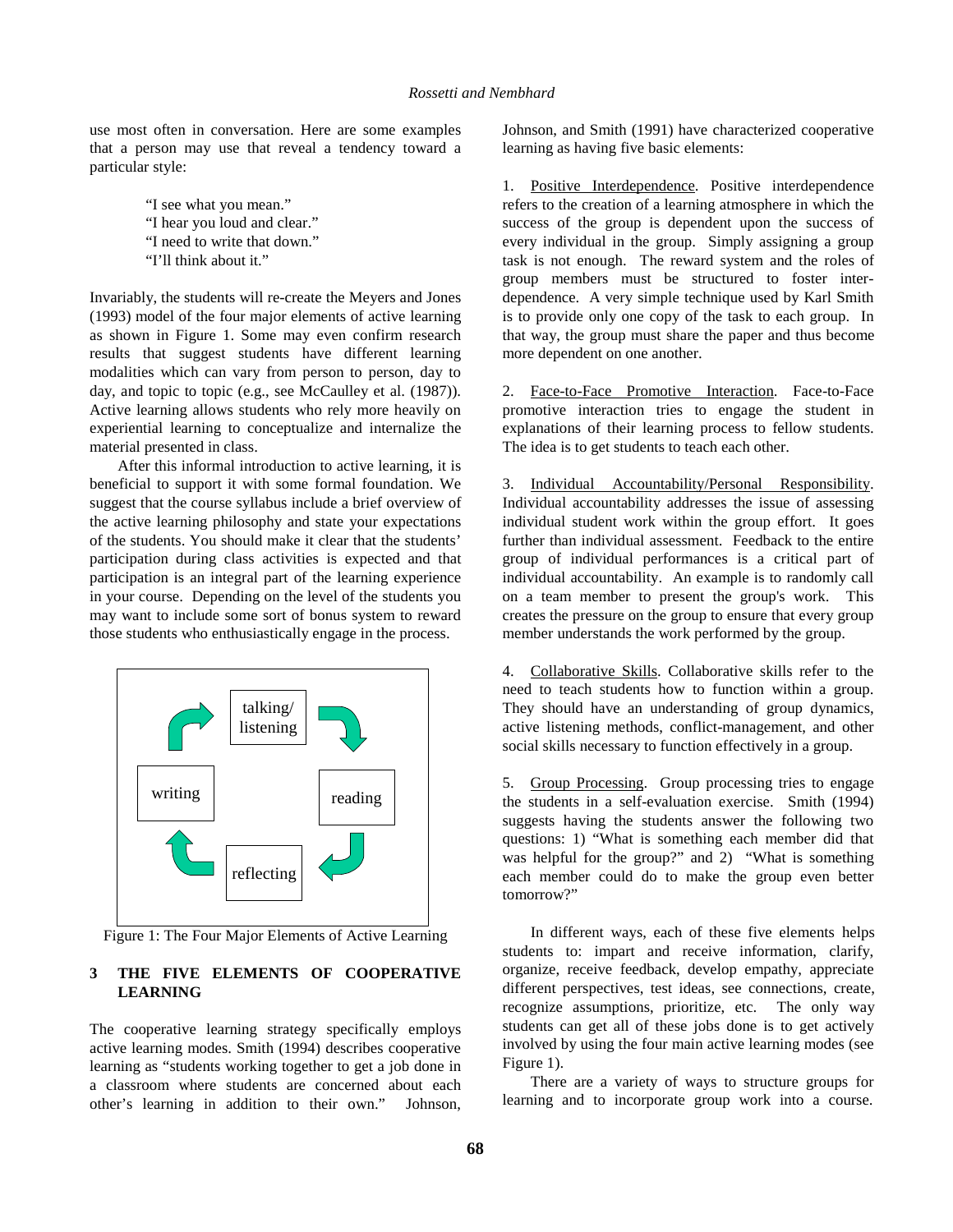use most often in conversation. Here are some examples that a person may use that reveal a tendency toward a particular style:

> "I see what you mean."
> "I hear you loud and clear."
> "I need to write that down."
> "I'll think about it."

Invariably, the students will re-create the Meyers and Jones (1993) model of the four major elements of active learning as shown in Figure 1. Some may even confirm research results that suggest students have different learning modalities which can vary from person to person, day to day, and topic to topic (e.g., see McCaulley et al. (1987)). Active learning allows students who rely more heavily on experiential learning to conceptualize and internalize the material presented in class.

After this informal introduction to active learning, it is beneficial to support it with some formal foundation. We suggest that the course syllabus include a brief overview of the active learning philosophy and state your expectations of the students. You should make it clear that the students' participation during class activities is expected and that participation is an integral part of the learning experience in your course. Depending on the level of the students you may want to include some sort of bonus system to reward those students who enthusiastically engage in the process.

talking/ listening → reading → reflecting → writing →

Figure 1: The Four Major Elements of Active Learning

## 3 THE FIVE ELEMENTS OF COOPERATIVE LEARNING

The cooperative learning strategy specifically employs active learning modes. Smith (1994) describes cooperative learning as "students working together to get a job done in a classroom where students are concerned about each other's learning in addition to their own." Johnson, Johnson, and Smith (1991) have characterized cooperative learning as having five basic elements:

1. Positive Interdependence. Positive interdependence refers to the creation of a learning atmosphere in which the success of the group is dependent upon the success of every individual in the group. Simply assigning a group task is not enough. The reward system and the roles of group members must be structured to foster inter-dependence. A very simple technique used by Karl Smith is to provide only one copy of the task to each group. In that way, the group must share the paper and thus become more dependent on one another.

2. Face-to-Face Promotive Interaction. Face-to-Face promotive interaction tries to engage the student in explanations of their learning process to fellow students. The idea is to get students to teach each other.

3. Individual Accountability/Personal Responsibility. Individual accountability addresses the issue of assessing individual student work within the group effort. It goes further than individual assessment. Feedback to the entire group of individual performances is a critical part of individual accountability. An example is to randomly call on a team member to present the group's work. This creates the pressure on the group to ensure that every group member understands the work performed by the group.

4. Collaborative Skills. Collaborative skills refer to the need to teach students how to function within a group. They should have an understanding of group dynamics, active listening methods, conflict-management, and other social skills necessary to function effectively in a group.

5. Group Processing. Group processing tries to engage the students in a self-evaluation exercise. Smith (1994) suggests having the students answer the following two questions: 1) "What is something each member did that was helpful for the group?" and 2) "What is something each member could do to make the group even better tomorrow?"

In different ways, each of these five elements helps students to: impart and receive information, clarify, organize, receive feedback, develop empathy, appreciate different perspectives, test ideas, see connections, create, recognize assumptions, prioritize, etc. The only way students can get all of these jobs done is to get actively involved by using the four main active learning modes (see Figure 1).

There are a variety of ways to structure groups for learning and to incorporate group work into a course.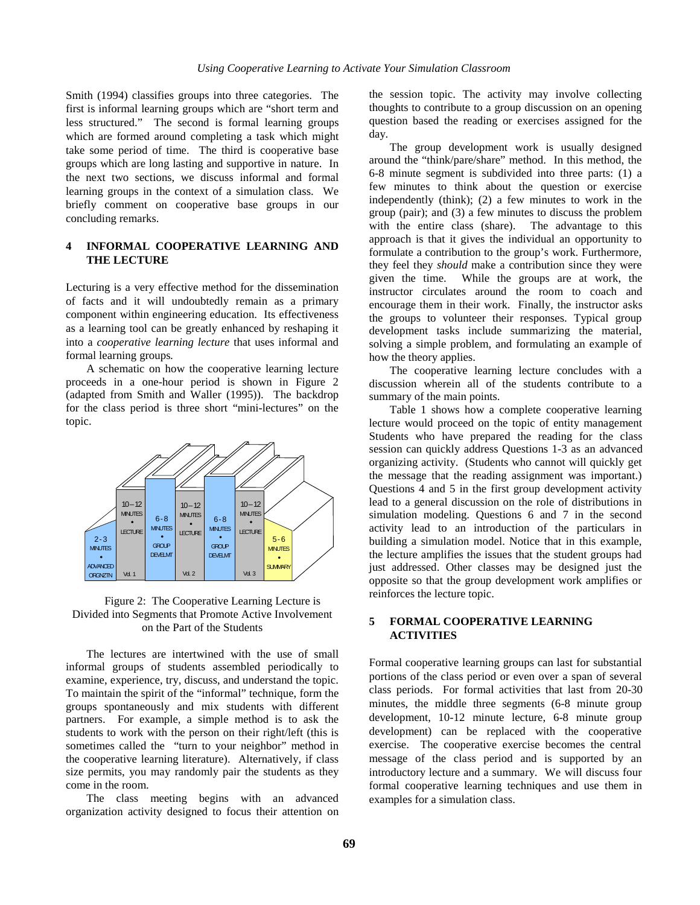Smith (1994) classifies groups into three categories. The first is informal learning groups which are "short term and less structured." The second is formal learning groups which are formed around completing a task which might take some period of time. The third is cooperative base groups which are long lasting and supportive in nature. In the next two sections, we discuss informal and formal learning groups in the context of a simulation class. We briefly comment on cooperative base groups in our concluding remarks.

## 4 INFORMAL COOPERATIVE LEARNING AND THE LECTURE

Lecturing is a very effective method for the dissemination of facts and it will undoubtedly remain as a primary component within engineering education. Its effectiveness as a learning tool can be greatly enhanced by reshaping it into a *cooperative learning lecture* that uses informal and formal learning groups.

A schematic on how the cooperative learning lecture proceeds in a one-hour period is shown in Figure 2 (adapted from Smith and Waller (1995)). The backdrop for the class period is three short "mini-lectures" on the topic.

2-3 MINUTES • ADVANCED ORGNZTN | 10–12 MINUTES • LECTURE Vol. 1 | 6-8 MINUTES • GROUP DEVELMT | 10–12 MINUTES • LECTURE Vol. 2 | 6-8 MINUTES • GROUP DEVELMT | 10–12 MINUTES • LECTURE Vol. 3 | 5-6 MINUTES • SUMMARY

Figure 2: The Cooperative Learning Lecture is Divided into Segments that Promote Active Involvement on the Part of the Students

The lectures are intertwined with the use of small informal groups of students assembled periodically to examine, experience, try, discuss, and understand the topic. To maintain the spirit of the "informal" technique, form the groups spontaneously and mix students with different partners. For example, a simple method is to ask the students to work with the person on their right/left (this is sometimes called the "turn to your neighbor" method in the cooperative learning literature). Alternatively, if class size permits, you may randomly pair the students as they come in the room.

The class meeting begins with an advanced organization activity designed to focus their attention on the session topic. The activity may involve collecting thoughts to contribute to a group discussion on an opening question based the reading or exercises assigned for the day.

The group development work is usually designed around the "think/pare/share" method. In this method, the 6-8 minute segment is subdivided into three parts: (1) a few minutes to think about the question or exercise independently (think); (2) a few minutes to work in the group (pair); and (3) a few minutes to discuss the problem with the entire class (share). The advantage to this approach is that it gives the individual an opportunity to formulate a contribution to the group's work. Furthermore, they feel they *should* make a contribution since they were given the time. While the groups are at work, the instructor circulates around the room to coach and encourage them in their work. Finally, the instructor asks the groups to volunteer their responses. Typical group development tasks include summarizing the material, solving a simple problem, and formulating an example of how the theory applies.

The cooperative learning lecture concludes with a discussion wherein all of the students contribute to a summary of the main points.

Table 1 shows how a complete cooperative learning lecture would proceed on the topic of entity management Students who have prepared the reading for the class session can quickly address Questions 1-3 as an advanced organizing activity. (Students who cannot will quickly get the message that the reading assignment was important.) Questions 4 and 5 in the first group development activity lead to a general discussion on the role of distributions in simulation modeling. Questions 6 and 7 in the second activity lead to an introduction of the particulars in building a simulation model. Notice that in this example, the lecture amplifies the issues that the student groups had just addressed. Other classes may be designed just the opposite so that the group development work amplifies or reinforces the lecture topic.

## 5 FORMAL COOPERATIVE LEARNING ACTIVITIES

Formal cooperative learning groups can last for substantial portions of the class period or even over a span of several class periods. For formal activities that last from 20-30 minutes, the middle three segments (6-8 minute group development, 10-12 minute lecture, 6-8 minute group development) can be replaced with the cooperative exercise. The cooperative exercise becomes the central message of the class period and is supported by an introductory lecture and a summary. We will discuss four formal cooperative learning techniques and use them in examples for a simulation class.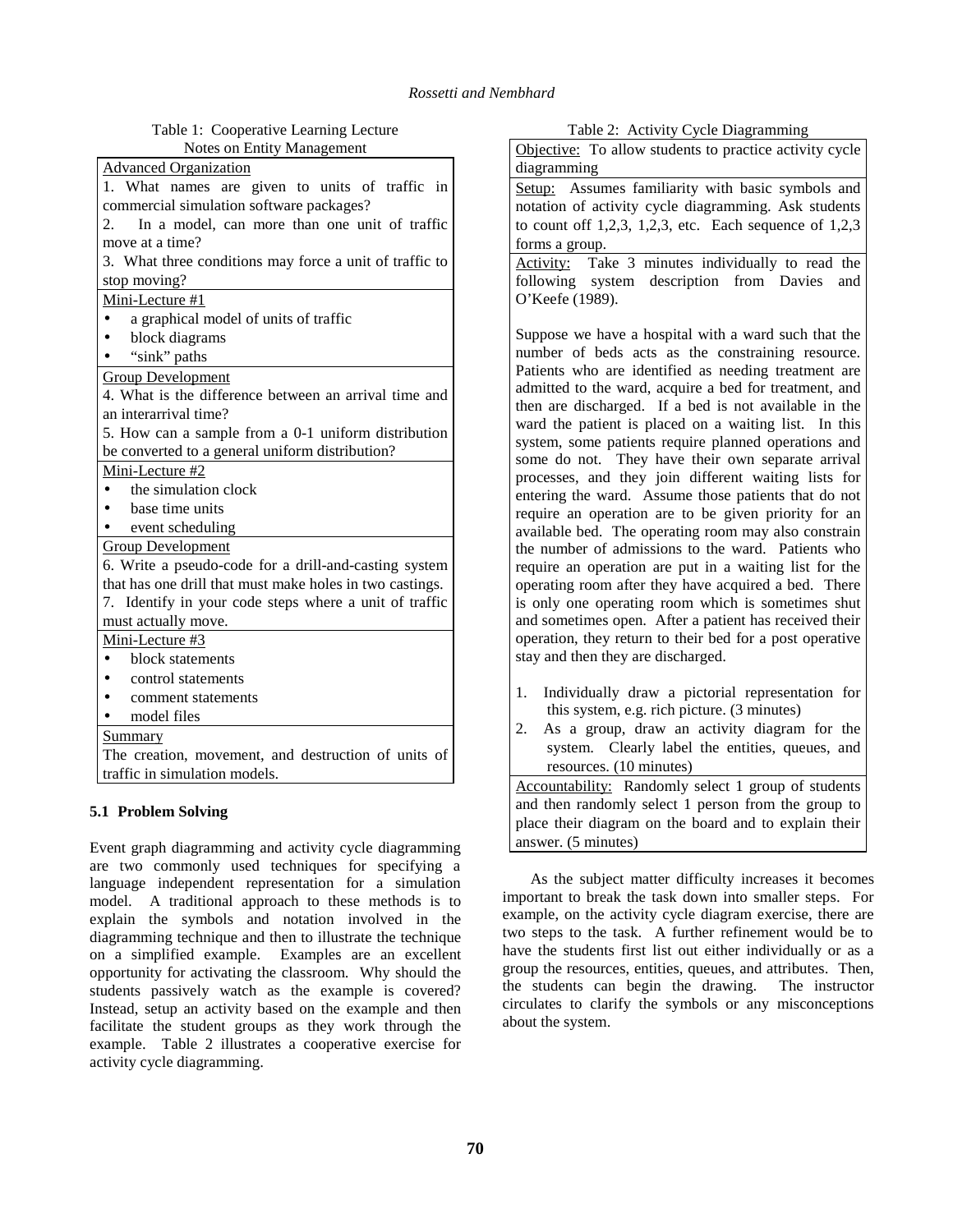Table 1: Cooperative Learning Lecture Notes on Entity Management

| Advanced Organization |
|---|
| 1. What names are given to units of traffic in commercial simulation software packages?<br>2. In a model, can more than one unit of traffic move at a time?<br>3. What three conditions may force a unit of traffic to stop moving? |
| Mini-Lecture #1 |
| • a graphical model of units of traffic<br>• block diagrams<br>• "sink" paths |
| Group Development |
| 4. What is the difference between an arrival time and an interarrival time?<br>5. How can a sample from a 0-1 uniform distribution be converted to a general uniform distribution? |
| Mini-Lecture #2 |
| • the simulation clock<br>• base time units<br>• event scheduling |
| Group Development |
| 6. Write a pseudo-code for a drill-and-casting system that has one drill that must make holes in two castings.<br>7. Identify in your code steps where a unit of traffic must actually move. |
| Mini-Lecture #3 |
| • block statements<br>• control statements<br>• comment statements<br>• model files |
| Summary |
| The creation, movement, and destruction of units of traffic in simulation models. |

### 5.1 Problem Solving

Event graph diagramming and activity cycle diagramming are two commonly used techniques for specifying a language independent representation for a simulation model. A traditional approach to these methods is to explain the symbols and notation involved in the diagramming technique and then to illustrate the technique on a simplified example. Examples are an excellent opportunity for activating the classroom. Why should the students passively watch as the example is covered? Instead, setup an activity based on the example and then facilitate the student groups as they work through the example. Table 2 illustrates a cooperative exercise for activity cycle diagramming.

Table 2: Activity Cycle Diagramming

| Objective: To allow students to practice activity cycle diagramming |
|---|
| Setup: Assumes familiarity with basic symbols and notation of activity cycle diagramming. Ask students to count off 1,2,3, 1,2,3, etc. Each sequence of 1,2,3 forms a group. |
| Activity: Take 3 minutes individually to read the following system description from Davies and O'Keefe (1989).<br><br>Suppose we have a hospital with a ward such that the number of beds acts as the constraining resource. Patients who are identified as needing treatment are admitted to the ward, acquire a bed for treatment, and then are discharged. If a bed is not available in the ward the patient is placed on a waiting list. In this system, some patients require planned operations and some do not. They have their own separate arrival processes, and they join different waiting lists for entering the ward. Assume those patients that do not require an operation are to be given priority for an available bed. The operating room may also constrain the number of admissions to the ward. Patients who require an operation are put in a waiting list for the operating room after they have acquired a bed. There is only one operating room which is sometimes shut and sometimes open. After a patient has received their operation, they return to their bed for a post operative stay and then they are discharged.<br><br>1. Individually draw a pictorial representation for this system, e.g. rich picture. (3 minutes)<br>2. As a group, draw an activity diagram for the system. Clearly label the entities, queues, and resources. (10 minutes) |
| Accountability: Randomly select 1 group of students and then randomly select 1 person from the group to place their diagram on the board and to explain their answer. (5 minutes) |

As the subject matter difficulty increases it becomes important to break the task down into smaller steps. For example, on the activity cycle diagram exercise, there are two steps to the task. A further refinement would be to have the students first list out either individually or as a group the resources, entities, queues, and attributes. Then, the students can begin the drawing. The instructor circulates to clarify the symbols or any misconceptions about the system.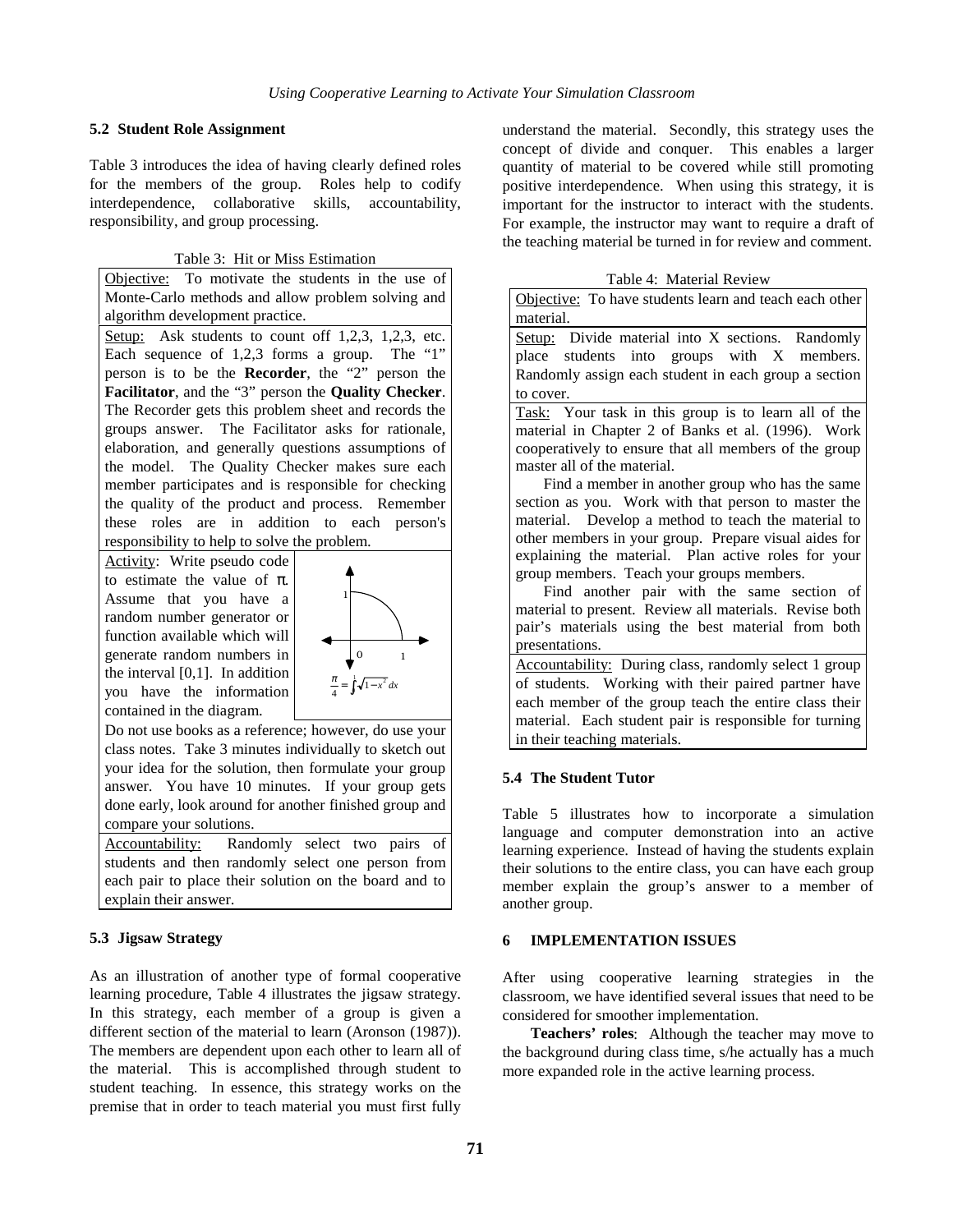### 5.2 Student Role Assignment

Table 3 introduces the idea of having clearly defined roles for the members of the group. Roles help to codify interdependence, collaborative skills, accountability, responsibility, and group processing.

Table 3: Hit or Miss Estimation

| |
|---|
| Objective: To motivate the students in the use of Monte-Carlo methods and allow problem solving and algorithm development practice. |
| Setup: Ask students to count off 1,2,3, 1,2,3, etc. Each sequence of 1,2,3 forms a group. The "1" person is to be the **Recorder**, the "2" person the **Facilitator**, and the "3" person the **Quality Checker**. The Recorder gets this problem sheet and records the groups answer. The Facilitator asks for rationale, elaboration, and generally questions assumptions of the model. The Quality Checker makes sure each member participates and is responsible for checking the quality of the product and process. Remember these roles are in addition to each person's responsibility to help to solve the problem. |
| Activity: Write pseudo code to estimate the value of π. Assume that you have a random number generator or function available which will generate random numbers in the interval [0,1]. In addition you have the information contained in the diagram. $\frac{\pi}{4} = \int_0^1 \sqrt{1-x^2}\, dx$ Do not use books as a reference; however, do use your class notes. Take 3 minutes individually to sketch out your idea for the solution, then formulate your group answer. You have 10 minutes. If your group gets done early, look around for another finished group and compare your solutions. |
| Accountability: Randomly select two pairs of students and then randomly select one person from each pair to place their solution on the board and to explain their answer. |

### 5.3 Jigsaw Strategy

As an illustration of another type of formal cooperative learning procedure, Table 4 illustrates the jigsaw strategy. In this strategy, each member of a group is given a different section of the material to learn (Aronson (1987)). The members are dependent upon each other to learn all of the material. This is accomplished through student to student teaching. In essence, this strategy works on the premise that in order to teach material you must first fully understand the material. Secondly, this strategy uses the concept of divide and conquer. This enables a larger quantity of material to be covered while still promoting positive interdependence. When using this strategy, it is important for the instructor to interact with the students. For example, the instructor may want to require a draft of the teaching material be turned in for review and comment.

Table 4: Material Review

| |
|---|
| Objective: To have students learn and teach each other material. |
| Setup: Divide material into X sections. Randomly place students into groups with X members. Randomly assign each student in each group a section to cover. |
| Task: Your task in this group is to learn all of the material in Chapter 2 of Banks et al. (1996). Work cooperatively to ensure that all members of the group master all of the material. Find a member in another group who has the same section as you. Work with that person to master the material. Develop a method to teach the material to other members in your group. Prepare visual aides for explaining the material. Plan active roles for your group members. Teach your groups members. Find another pair with the same section of material to present. Review all materials. Revise both pair's materials using the best material from both presentations. |
| Accountability: During class, randomly select 1 group of students. Working with their paired partner have each member of the group teach the entire class their material. Each student pair is responsible for turning in their teaching materials. |

### 5.4 The Student Tutor

Table 5 illustrates how to incorporate a simulation language and computer demonstration into an active learning experience. Instead of having the students explain their solutions to the entire class, you can have each group member explain the group's answer to a member of another group.

## 6 IMPLEMENTATION ISSUES

After using cooperative learning strategies in the classroom, we have identified several issues that need to be considered for smoother implementation.

**Teachers' roles**: Although the teacher may move to the background during class time, s/he actually has a much more expanded role in the active learning process.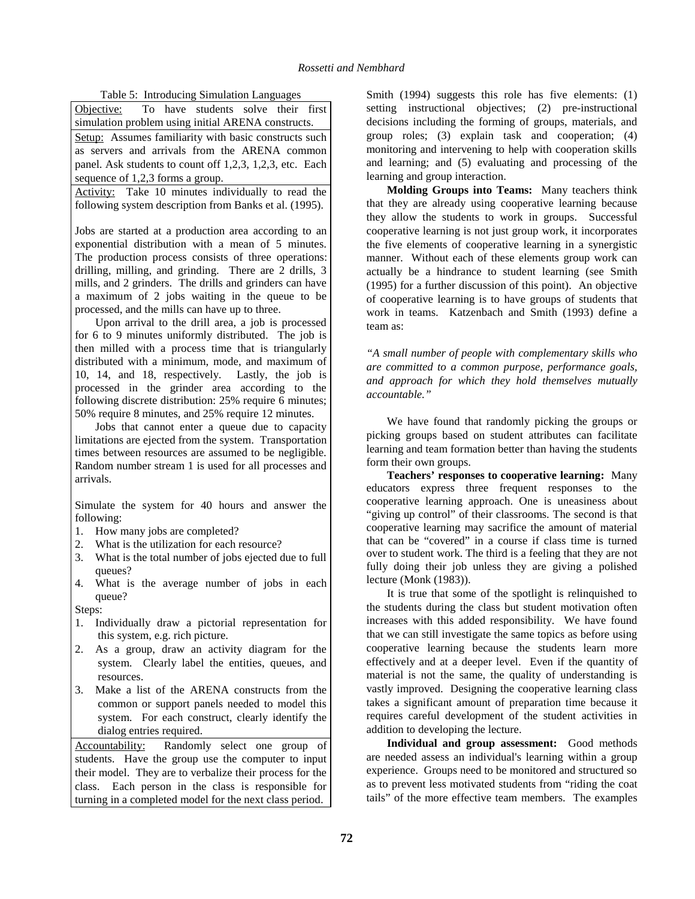Table 5: Introducing Simulation Languages

Objective: To have students solve their first simulation problem using initial ARENA constructs.

Setup: Assumes familiarity with basic constructs such as servers and arrivals from the ARENA common panel. Ask students to count off 1,2,3, 1,2,3, etc. Each sequence of 1,2,3 forms a group.

Activity: Take 10 minutes individually to read the following system description from Banks et al. (1995).

Jobs are started at a production area according to an exponential distribution with a mean of 5 minutes. The production process consists of three operations: drilling, milling, and grinding. There are 2 drills, 3 mills, and 2 grinders. The drills and grinders can have a maximum of 2 jobs waiting in the queue to be processed, and the mills can have up to three.

Upon arrival to the drill area, a job is processed for 6 to 9 minutes uniformly distributed. The job is then milled with a process time that is triangularly distributed with a minimum, mode, and maximum of 10, 14, and 18, respectively. Lastly, the job is processed in the grinder area according to the following discrete distribution: 25% require 6 minutes; 50% require 8 minutes, and 25% require 12 minutes.

Jobs that cannot enter a queue due to capacity limitations are ejected from the system. Transportation times between resources are assumed to be negligible. Random number stream 1 is used for all processes and arrivals.

Simulate the system for 40 hours and answer the following:

1. How many jobs are completed?
2. What is the utilization for each resource?
3. What is the total number of jobs ejected due to full queues?
4. What is the average number of jobs in each queue?

Steps:

1. Individually draw a pictorial representation for this system, e.g. rich picture.
2. As a group, draw an activity diagram for the system. Clearly label the entities, queues, and resources.
3. Make a list of the ARENA constructs from the common or support panels needed to model this system. For each construct, clearly identify the dialog entries required.

Accountability: Randomly select one group of students. Have the group use the computer to input their model. They are to verbalize their process for the class. Each person in the class is responsible for turning in a completed model for the next class period.

Smith (1994) suggests this role has five elements: (1) setting instructional objectives; (2) pre-instructional decisions including the forming of groups, materials, and group roles; (3) explain task and cooperation; (4) monitoring and intervening to help with cooperation skills and learning; and (5) evaluating and processing of the learning and group interaction.

**Molding Groups into Teams:** Many teachers think that they are already using cooperative learning because they allow the students to work in groups. Successful cooperative learning is not just group work, it incorporates the five elements of cooperative learning in a synergistic manner. Without each of these elements group work can actually be a hindrance to student learning (see Smith (1995) for a further discussion of this point). An objective of cooperative learning is to have groups of students that work in teams. Katzenbach and Smith (1993) define a team as:

*"A small number of people with complementary skills who are committed to a common purpose, performance goals, and approach for which they hold themselves mutually accountable."*

We have found that randomly picking the groups or picking groups based on student attributes can facilitate learning and team formation better than having the students form their own groups.

**Teachers' responses to cooperative learning:** Many educators express three frequent responses to the cooperative learning approach. One is uneasiness about "giving up control" of their classrooms. The second is that cooperative learning may sacrifice the amount of material that can be "covered" in a course if class time is turned over to student work. The third is a feeling that they are not fully doing their job unless they are giving a polished lecture (Monk (1983)).

It is true that some of the spotlight is relinquished to the students during the class but student motivation often increases with this added responsibility. We have found that we can still investigate the same topics as before using cooperative learning because the students learn more effectively and at a deeper level. Even if the quantity of material is not the same, the quality of understanding is vastly improved. Designing the cooperative learning class takes a significant amount of preparation time because it requires careful development of the student activities in addition to developing the lecture.

**Individual and group assessment:** Good methods are needed assess an individual's learning within a group experience. Groups need to be monitored and structured so as to prevent less motivated students from "riding the coat tails" of the more effective team members. The examples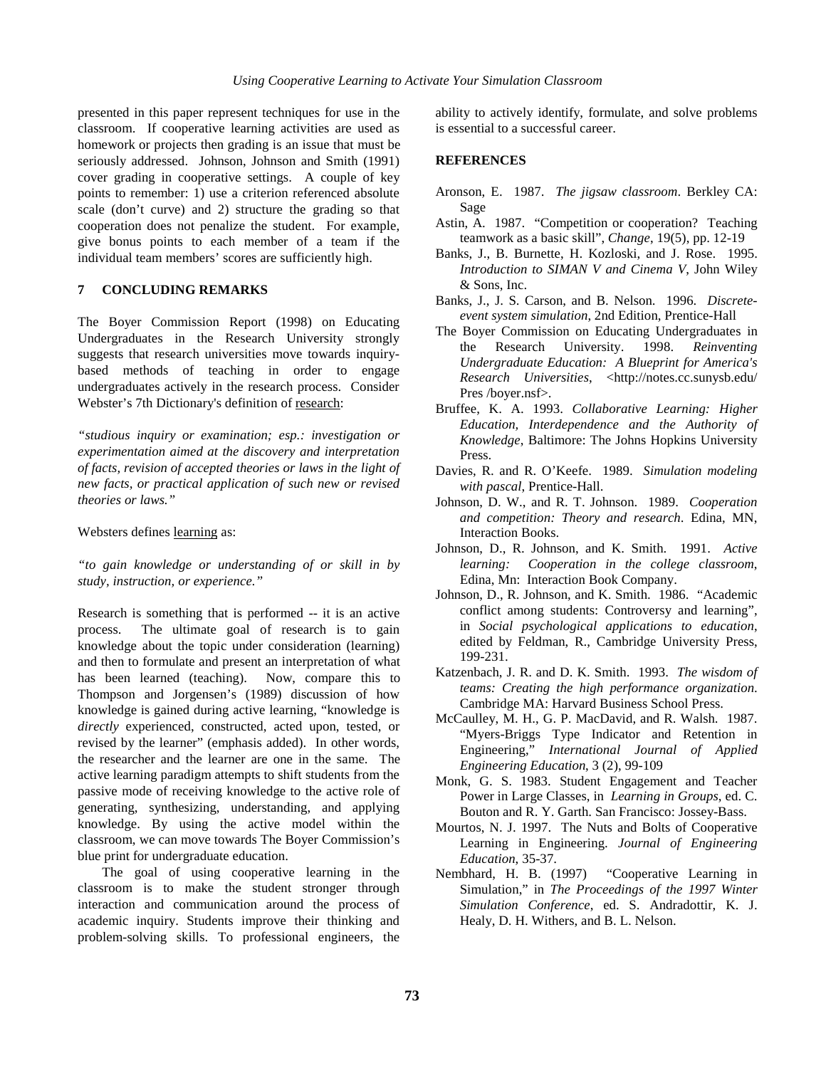presented in this paper represent techniques for use in the classroom. If cooperative learning activities are used as homework or projects then grading is an issue that must be seriously addressed. Johnson, Johnson and Smith (1991) cover grading in cooperative settings. A couple of key points to remember: 1) use a criterion referenced absolute scale (don't curve) and 2) structure the grading so that cooperation does not penalize the student. For example, give bonus points to each member of a team if the individual team members' scores are sufficiently high.

## 7 CONCLUDING REMARKS

The Boyer Commission Report (1998) on Educating Undergraduates in the Research University strongly suggests that research universities move towards inquiry-based methods of teaching in order to engage undergraduates actively in the research process. Consider Webster's 7th Dictionary's definition of research:

*"studious inquiry or examination; esp.: investigation or experimentation aimed at the discovery and interpretation of facts, revision of accepted theories or laws in the light of new facts, or practical application of such new or revised theories or laws."*

Websters defines learning as:

*"to gain knowledge or understanding of or skill in by study, instruction, or experience."*

Research is something that is performed -- it is an active process. The ultimate goal of research is to gain knowledge about the topic under consideration (learning) and then to formulate and present an interpretation of what has been learned (teaching). Now, compare this to Thompson and Jorgensen's (1989) discussion of how knowledge is gained during active learning, "knowledge is *directly* experienced, constructed, acted upon, tested, or revised by the learner" (emphasis added). In other words, the researcher and the learner are one in the same. The active learning paradigm attempts to shift students from the passive mode of receiving knowledge to the active role of generating, synthesizing, understanding, and applying knowledge. By using the active model within the classroom, we can move towards The Boyer Commission's blue print for undergraduate education.

The goal of using cooperative learning in the classroom is to make the student stronger through interaction and communication around the process of academic inquiry. Students improve their thinking and problem-solving skills. To professional engineers, the ability to actively identify, formulate, and solve problems is essential to a successful career.

## REFERENCES

Aronson, E. 1987. *The jigsaw classroom*. Berkley CA: Sage

Astin, A. 1987. "Competition or cooperation? Teaching teamwork as a basic skill", *Change*, 19(5), pp. 12-19

Banks, J., B. Burnette, H. Kozloski, and J. Rose. 1995. *Introduction to SIMAN V and Cinema V*, John Wiley & Sons, Inc.

Banks, J., J. S. Carson, and B. Nelson. 1996. *Discrete-event system simulation*, 2nd Edition, Prentice-Hall

The Boyer Commission on Educating Undergraduates in the Research University. 1998. *Reinventing Undergraduate Education: A Blueprint for America's Research Universities*, <http://notes.cc.sunysb.edu/ Pres /boyer.nsf>.

Bruffee, K. A. 1993. *Collaborative Learning: Higher Education, Interdependence and the Authority of Knowledge*, Baltimore: The Johns Hopkins University Press.

Davies, R. and R. O'Keefe. 1989. *Simulation modeling with pascal*, Prentice-Hall.

Johnson, D. W., and R. T. Johnson. 1989. *Cooperation and competition: Theory and research*. Edina, MN, Interaction Books.

Johnson, D., R. Johnson, and K. Smith. 1991. *Active learning: Cooperation in the college classroom*, Edina, Mn: Interaction Book Company.

Johnson, D., R. Johnson, and K. Smith. 1986. "Academic conflict among students: Controversy and learning", in *Social psychological applications to education*, edited by Feldman, R., Cambridge University Press, 199-231.

Katzenbach, J. R. and D. K. Smith. 1993. *The wisdom of teams: Creating the high performance organization*. Cambridge MA: Harvard Business School Press.

McCaulley, M. H., G. P. MacDavid, and R. Walsh. 1987. "Myers-Briggs Type Indicator and Retention in Engineering," *International Journal of Applied Engineering Education*, 3 (2), 99-109

Monk, G. S. 1983. Student Engagement and Teacher Power in Large Classes, in *Learning in Groups*, ed. C. Bouton and R. Y. Garth. San Francisco: Jossey-Bass.

Mourtos, N. J. 1997. The Nuts and Bolts of Cooperative Learning in Engineering. *Journal of Engineering Education*, 35-37.

Nembhard, H. B. (1997) "Cooperative Learning in Simulation," in *The Proceedings of the 1997 Winter Simulation Conference*, ed. S. Andradottir, K. J. Healy, D. H. Withers, and B. L. Nelson.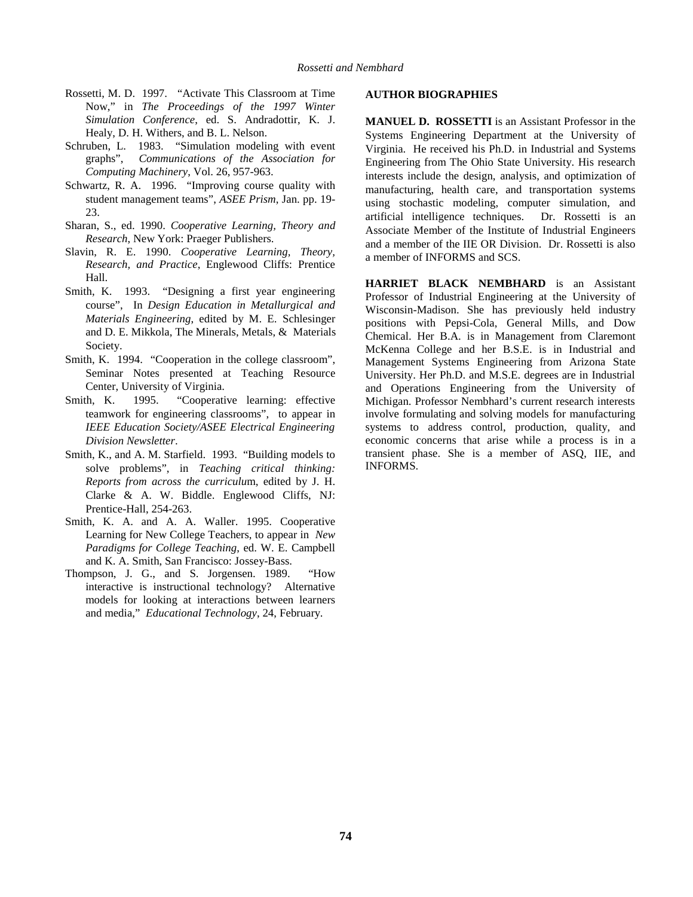Rossetti, M. D. 1997. "Activate This Classroom at Time Now," in *The Proceedings of the 1997 Winter Simulation Conference*, ed. S. Andradottir, K. J. Healy, D. H. Withers, and B. L. Nelson.

Schruben, L. 1983. "Simulation modeling with event graphs", *Communications of the Association for Computing Machinery*, Vol. 26, 957-963.

Schwartz, R. A. 1996. "Improving course quality with student management teams", *ASEE Prism*, Jan. pp. 19-23.

Sharan, S., ed. 1990. *Cooperative Learning, Theory and Research*, New York: Praeger Publishers.

Slavin, R. E. 1990. *Cooperative Learning, Theory, Research, and Practice*, Englewood Cliffs: Prentice Hall.

Smith, K. 1993. "Designing a first year engineering course", In *Design Education in Metallurgical and Materials Engineering*, edited by M. E. Schlesinger and D. E. Mikkola, The Minerals, Metals, & Materials Society.

Smith, K. 1994. "Cooperation in the college classroom", Seminar Notes presented at Teaching Resource Center, University of Virginia.

Smith, K. 1995. "Cooperative learning: effective teamwork for engineering classrooms", to appear in *IEEE Education Society/ASEE Electrical Engineering Division Newsletter*.

Smith, K., and A. M. Starfield. 1993. "Building models to solve problems", in *Teaching critical thinking: Reports from across the curriculu*m, edited by J. H. Clarke & A. W. Biddle. Englewood Cliffs, NJ: Prentice-Hall, 254-263.

Smith, K. A. and A. A. Waller. 1995. Cooperative Learning for New College Teachers, to appear in *New Paradigms for College Teaching*, ed. W. E. Campbell and K. A. Smith, San Francisco: Jossey-Bass.

Thompson, J. G., and S. Jorgensen. 1989. "How interactive is instructional technology? Alternative models for looking at interactions between learners and media," *Educational Technology*, 24, February.

## AUTHOR BIOGRAPHIES

**MANUEL D. ROSSETTI** is an Assistant Professor in the Systems Engineering Department at the University of Virginia. He received his Ph.D. in Industrial and Systems Engineering from The Ohio State University. His research interests include the design, analysis, and optimization of manufacturing, health care, and transportation systems using stochastic modeling, computer simulation, and artificial intelligence techniques. Dr. Rossetti is an Associate Member of the Institute of Industrial Engineers and a member of the IIE OR Division. Dr. Rossetti is also a member of INFORMS and SCS.

**HARRIET BLACK NEMBHARD** is an Assistant Professor of Industrial Engineering at the University of Wisconsin-Madison. She has previously held industry positions with Pepsi-Cola, General Mills, and Dow Chemical. Her B.A. is in Management from Claremont McKenna College and her B.S.E. is in Industrial and Management Systems Engineering from Arizona State University. Her Ph.D. and M.S.E. degrees are in Industrial and Operations Engineering from the University of Michigan. Professor Nembhard's current research interests involve formulating and solving models for manufacturing systems to address control, production, quality, and economic concerns that arise while a process is in a transient phase. She is a member of ASQ, IIE, and INFORMS.